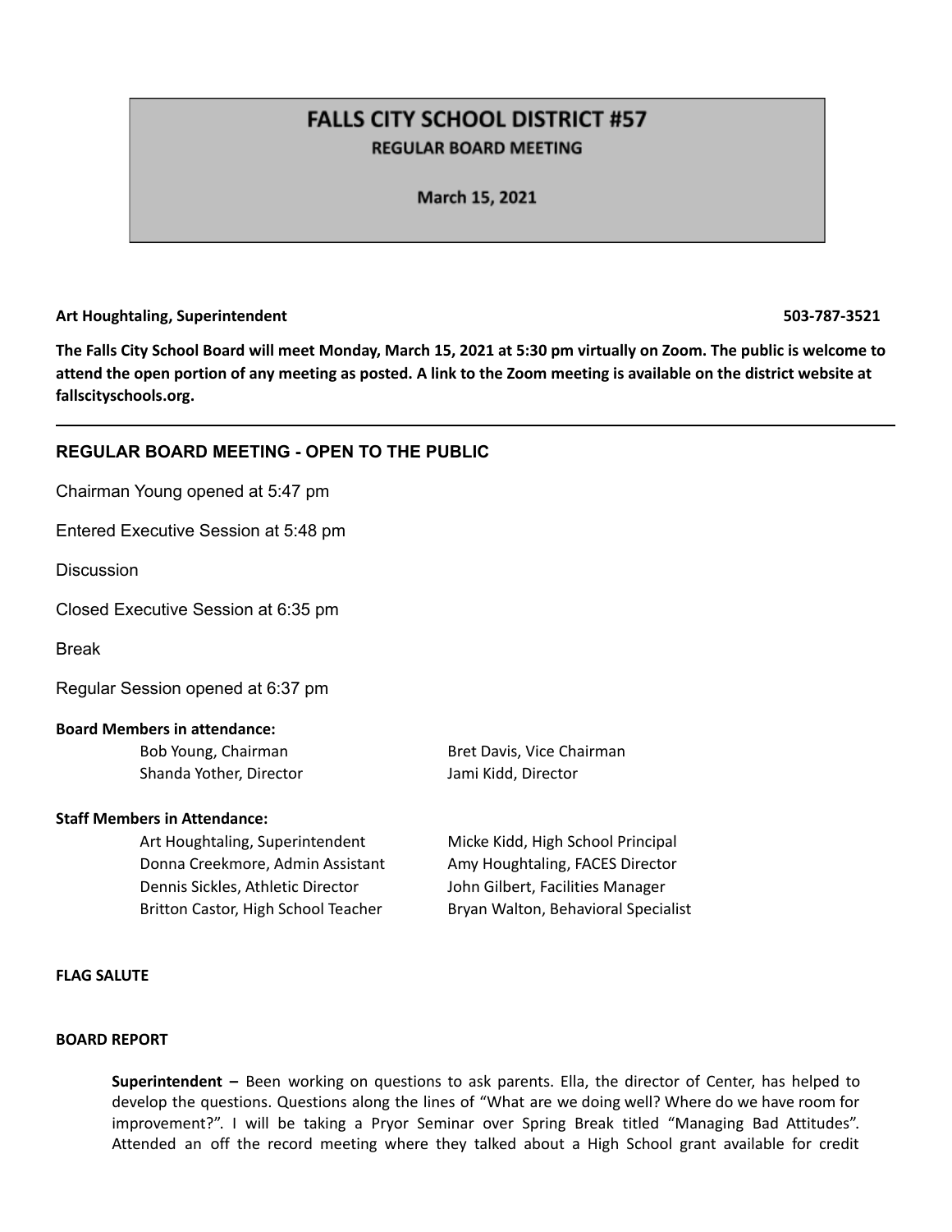# FALLS CITY SCHOOL DISTRICT #57

**REGULAR BOARD MEETING**

**March 15, 2021**

**Art Houghtaling, Superintendent** **503-787-3521**

**The Falls City School Board will meet Monday, March 15, 2021 at 5:30 pm virtually on Zoom. The public is welcome to attend the open portion of any meeting as posted. A link to the Zoom meeting is available on the district website at fallscityschools.org.**

---

## REGULAR BOARD MEETING - OPEN TO THE PUBLIC

Chairman Young opened at 5:47 pm

Entered Executive Session at 5:48 pm

Discussion

Closed Executive Session at 6:35 pm

Break

Regular Session opened at 6:37 pm

**Board Members in attendance:**

Bob Young, Chairman
Bret Davis, Vice Chairman
Shanda Yother, Director
Jami Kidd, Director

**Staff Members in Attendance:**

Art Houghtaling, Superintendent
Micke Kidd, High School Principal
Donna Creekmore, Admin Assistant
Amy Houghtaling, FACES Director
Dennis Sickles, Athletic Director
John Gilbert, Facilities Manager
Britton Castor, High School Teacher
Bryan Walton, Behavioral Specialist

**FLAG SALUTE**

**BOARD REPORT**

**Superintendent –** Been working on questions to ask parents. Ella, the director of Center, has helped to develop the questions. Questions along the lines of "What are we doing well? Where do we have room for improvement?". I will be taking a Pryor Seminar over Spring Break titled "Managing Bad Attitudes". Attended an off the record meeting where they talked about a High School grant available for credit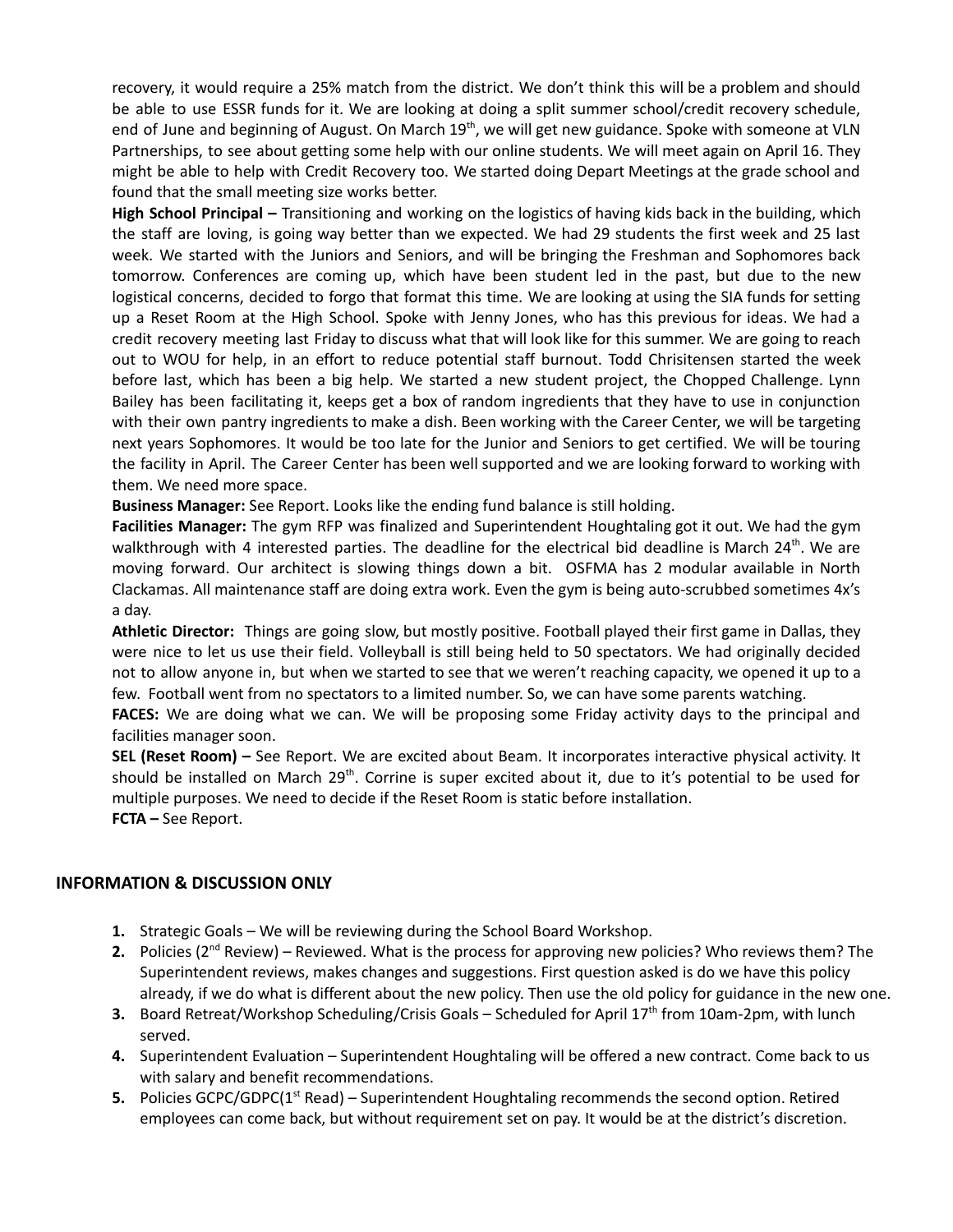recovery, it would require a 25% match from the district. We don't think this will be a problem and should be able to use ESSR funds for it. We are looking at doing a split summer school/credit recovery schedule, end of June and beginning of August. On March 19th, we will get new guidance. Spoke with someone at VLN Partnerships, to see about getting some help with our online students. We will meet again on April 16. They might be able to help with Credit Recovery too. We started doing Depart Meetings at the grade school and found that the small meeting size works better.

**High School Principal –** Transitioning and working on the logistics of having kids back in the building, which the staff are loving, is going way better than we expected. We had 29 students the first week and 25 last week. We started with the Juniors and Seniors, and will be bringing the Freshman and Sophomores back tomorrow. Conferences are coming up, which have been student led in the past, but due to the new logistical concerns, decided to forgo that format this time. We are looking at using the SIA funds for setting up a Reset Room at the High School. Spoke with Jenny Jones, who has this previous for ideas. We had a credit recovery meeting last Friday to discuss what that will look like for this summer. We are going to reach out to WOU for help, in an effort to reduce potential staff burnout. Todd Chrisitensen started the week before last, which has been a big help. We started a new student project, the Chopped Challenge. Lynn Bailey has been facilitating it, keeps get a box of random ingredients that they have to use in conjunction with their own pantry ingredients to make a dish. Been working with the Career Center, we will be targeting next years Sophomores. It would be too late for the Junior and Seniors to get certified. We will be touring the facility in April. The Career Center has been well supported and we are looking forward to working with them. We need more space.

**Business Manager:** See Report. Looks like the ending fund balance is still holding.

**Facilities Manager:** The gym RFP was finalized and Superintendent Houghtaling got it out. We had the gym walkthrough with 4 interested parties. The deadline for the electrical bid deadline is March 24th. We are moving forward. Our architect is slowing things down a bit. OSFMA has 2 modular available in North Clackamas. All maintenance staff are doing extra work. Even the gym is being auto-scrubbed sometimes 4x's a day.

**Athletic Director:** Things are going slow, but mostly positive. Football played their first game in Dallas, they were nice to let us use their field. Volleyball is still being held to 50 spectators. We had originally decided not to allow anyone in, but when we started to see that we weren't reaching capacity, we opened it up to a few. Football went from no spectators to a limited number. So, we can have some parents watching.

**FACES:** We are doing what we can. We will be proposing some Friday activity days to the principal and facilities manager soon.

**SEL (Reset Room) –** See Report. We are excited about Beam. It incorporates interactive physical activity. It should be installed on March 29th. Corrine is super excited about it, due to it's potential to be used for multiple purposes. We need to decide if the Reset Room is static before installation.

**FCTA –** See Report.

## INFORMATION & DISCUSSION ONLY

1. Strategic Goals – We will be reviewing during the School Board Workshop.
2. Policies (2nd Review) – Reviewed. What is the process for approving new policies? Who reviews them? The Superintendent reviews, makes changes and suggestions. First question asked is do we have this policy already, if we do what is different about the new policy. Then use the old policy for guidance in the new one.
3. Board Retreat/Workshop Scheduling/Crisis Goals – Scheduled for April 17th from 10am-2pm, with lunch served.
4. Superintendent Evaluation – Superintendent Houghtaling will be offered a new contract. Come back to us with salary and benefit recommendations.
5. Policies GCPC/GDPC(1st Read) – Superintendent Houghtaling recommends the second option. Retired employees can come back, but without requirement set on pay. It would be at the district's discretion.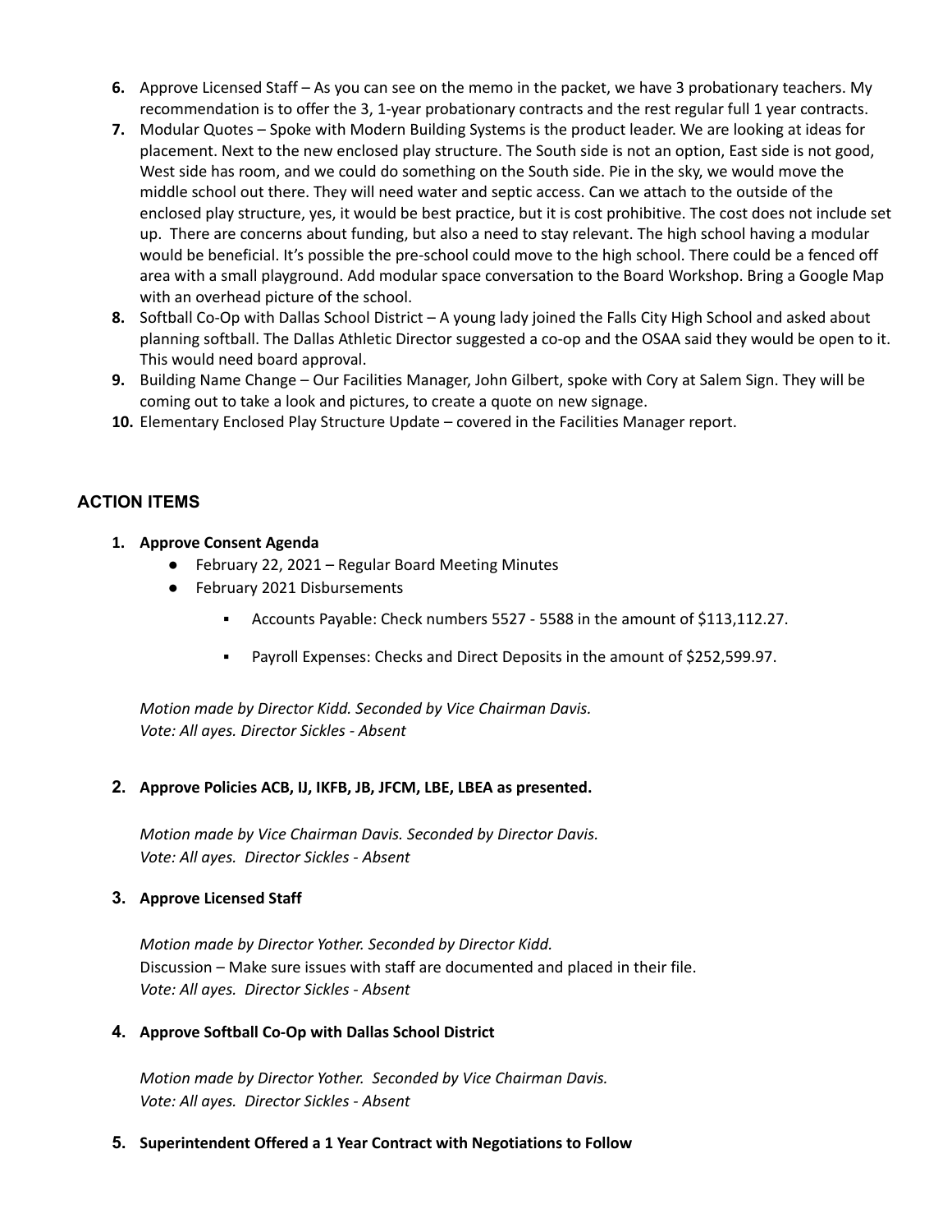6. Approve Licensed Staff – As you can see on the memo in the packet, we have 3 probationary teachers. My recommendation is to offer the 3, 1-year probationary contracts and the rest regular full 1 year contracts.
7. Modular Quotes – Spoke with Modern Building Systems is the product leader. We are looking at ideas for placement. Next to the new enclosed play structure. The South side is not an option, East side is not good, West side has room, and we could do something on the South side. Pie in the sky, we would move the middle school out there. They will need water and septic access. Can we attach to the outside of the enclosed play structure, yes, it would be best practice, but it is cost prohibitive. The cost does not include set up. There are concerns about funding, but also a need to stay relevant. The high school having a modular would be beneficial. It's possible the pre-school could move to the high school. There could be a fenced off area with a small playground. Add modular space conversation to the Board Workshop. Bring a Google Map with an overhead picture of the school.
8. Softball Co-Op with Dallas School District – A young lady joined the Falls City High School and asked about planning softball. The Dallas Athletic Director suggested a co-op and the OSAA said they would be open to it. This would need board approval.
9. Building Name Change – Our Facilities Manager, John Gilbert, spoke with Cory at Salem Sign. They will be coming out to take a look and pictures, to create a quote on new signage.
10. Elementary Enclosed Play Structure Update – covered in the Facilities Manager report.

## ACTION ITEMS

1. **Approve Consent Agenda**
   - February 22, 2021 – Regular Board Meeting Minutes
   - February 2021 Disbursements
     - Accounts Payable: Check numbers 5527 - 5588 in the amount of $113,112.27.
     - Payroll Expenses: Checks and Direct Deposits in the amount of $252,599.97.

   *Motion made by Director Kidd. Seconded by Vice Chairman Davis.*
   *Vote: All ayes. Director Sickles - Absent*

2. **Approve Policies ACB, IJ, IKFB, JB, JFCM, LBE, LBEA as presented.**

   *Motion made by Vice Chairman Davis. Seconded by Director Davis.*
   *Vote: All ayes. Director Sickles - Absent*

3. **Approve Licensed Staff**

   *Motion made by Director Yother. Seconded by Director Kidd.*
   Discussion – Make sure issues with staff are documented and placed in their file.
   *Vote: All ayes. Director Sickles - Absent*

4. **Approve Softball Co-Op with Dallas School District**

   *Motion made by Director Yother. Seconded by Vice Chairman Davis.*
   *Vote: All ayes. Director Sickles - Absent*

5. **Superintendent Offered a 1 Year Contract with Negotiations to Follow**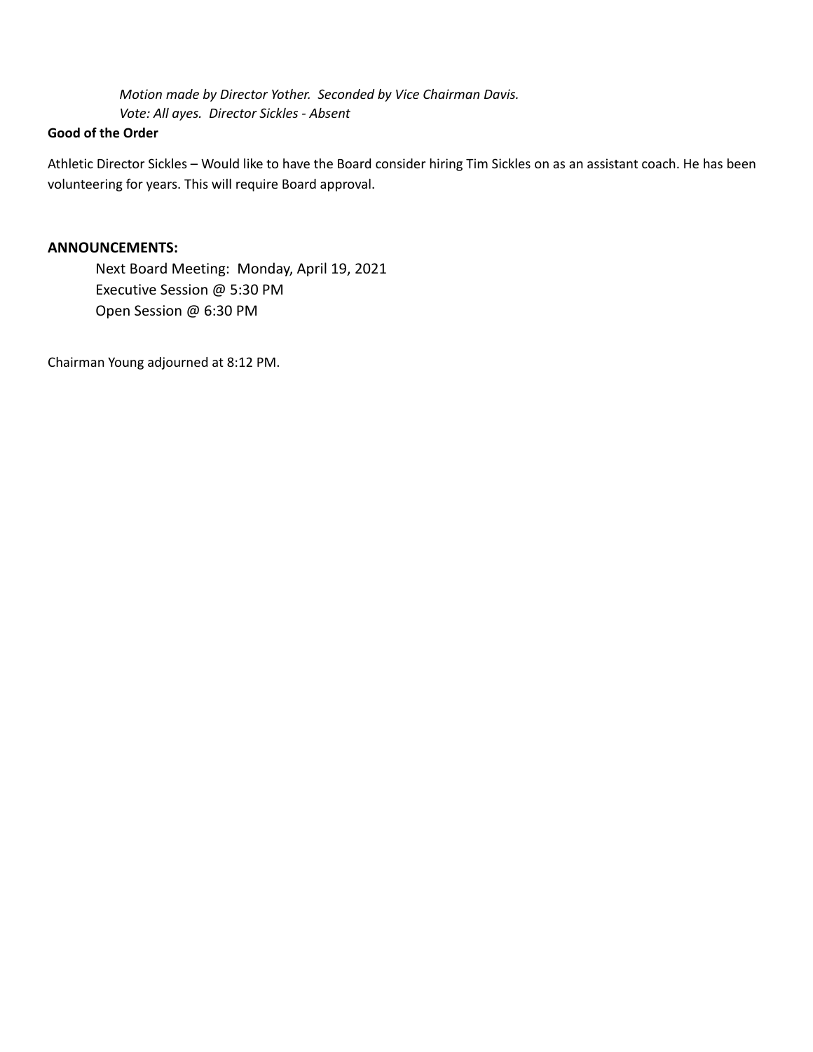*Motion made by Director Yother. Seconded by Vice Chairman Davis.*
*Vote: All ayes. Director Sickles - Absent*

**Good of the Order**

Athletic Director Sickles – Would like to have the Board consider hiring Tim Sickles on as an assistant coach. He has been volunteering for years. This will require Board approval.

**ANNOUNCEMENTS:**

Next Board Meeting: Monday, April 19, 2021
Executive Session @ 5:30 PM
Open Session @ 6:30 PM

Chairman Young adjourned at 8:12 PM.